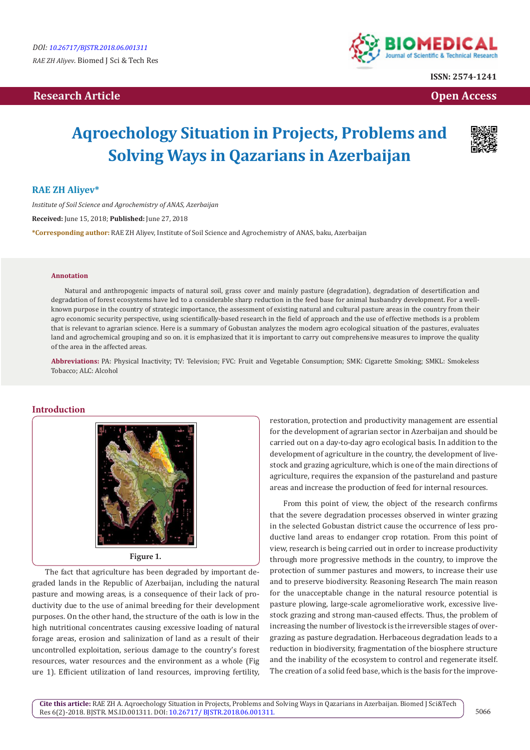# Aqroechology Situation in Projects, Problems and Solving Ways in Qazarians in Azerbaijan

**RAE ZH Aliyev***

*Institute of Soil Science and Agrochemistry of ANAS, Azerbaijan*

**Received:** June 15, 2018; **Published:** June 27, 2018

***Corresponding author:** RAE ZH Aliyev, Institute of Soil Science and Agrochemistry of ANAS, baku, Azerbaijan

### Annotation

Natural and anthropogenic impacts of natural soil, grass cover and mainly pasture (degradation), degradation of desertification and degradation of forest ecosystems have led to a considerable sharp reduction in the feed base for animal husbandry development. For a well-known purpose in the country of strategic importance, the assessment of existing natural and cultural pasture areas in the country from their agro economic security perspective, using scientifically-based research in the field of approach and the use of effective methods is a problem that is relevant to agrarian science. Here is a summary of Gobustan analyzes the modern agro ecological situation of the pastures, evaluates land and agrochemical grouping and so on. it is emphasized that it is important to carry out comprehensive measures to improve the quality of the area in the affected areas.

**Abbreviations:** PA: Physical Inactivity; TV: Television; FVC: Fruit and Vegetable Consumption; SMK: Cigarette Smoking; SMKL: Smokeless Tobacco; ALC: Alcohol

## Introduction

Figure 1.

The fact that agriculture has been degraded by important degraded lands in the Republic of Azerbaijan, including the natural pasture and mowing areas, is a consequence of their lack of productivity due to the use of animal breeding for their development purposes. On the other hand, the structure of the oath is low in the high nutritional concentrates causing excessive loading of natural forage areas, erosion and salinization of land as a result of their uncontrolled exploitation, serious damage to the country's forest resources, water resources and the environment as a whole (Figure 1). Efficient utilization of land resources, improving fertility, restoration, protection and productivity management are essential for the development of agrarian sector in Azerbaijan and should be carried out on a day-to-day agro ecological basis. In addition to the development of agriculture in the country, the development of livestock and grazing agriculture, which is one of the main directions of agriculture, requires the expansion of the pastureland and pasture areas and increase the production of feed for internal resources.

From this point of view, the object of the research confirms that the severe degradation processes observed in winter grazing in the selected Gobustan district cause the occurrence of less productive land areas to endanger crop rotation. From this point of view, research is being carried out in order to increase productivity through more progressive methods in the country, to improve the protection of summer pastures and mowers, to increase their use and to preserve biodiversity. Reasoning Research The main reason for the unacceptable change in the natural resource potential is pasture plowing, large-scale agromeliorative work, excessive livestock grazing and strong man-caused effects. Thus, the problem of increasing the number of livestock is the irreversible stages of overgrazing as pasture degradation. Herbaceous degradation leads to a reduction in biodiversity, fragmentation of the biosphere structure and the inability of the ecosystem to control and regenerate itself. The creation of a solid feed base, which is the basis for the improve-

**Cite this article:** RAE ZH A. Aqroechology Situation in Projects, Problems and Solving Ways in Qazarians in Azerbaijan. Biomed J Sci&Tech Res 6(2)-2018. BJSTR. MS.ID.001311. DOI: 10.26717/ BJSTR.2018.06.001311.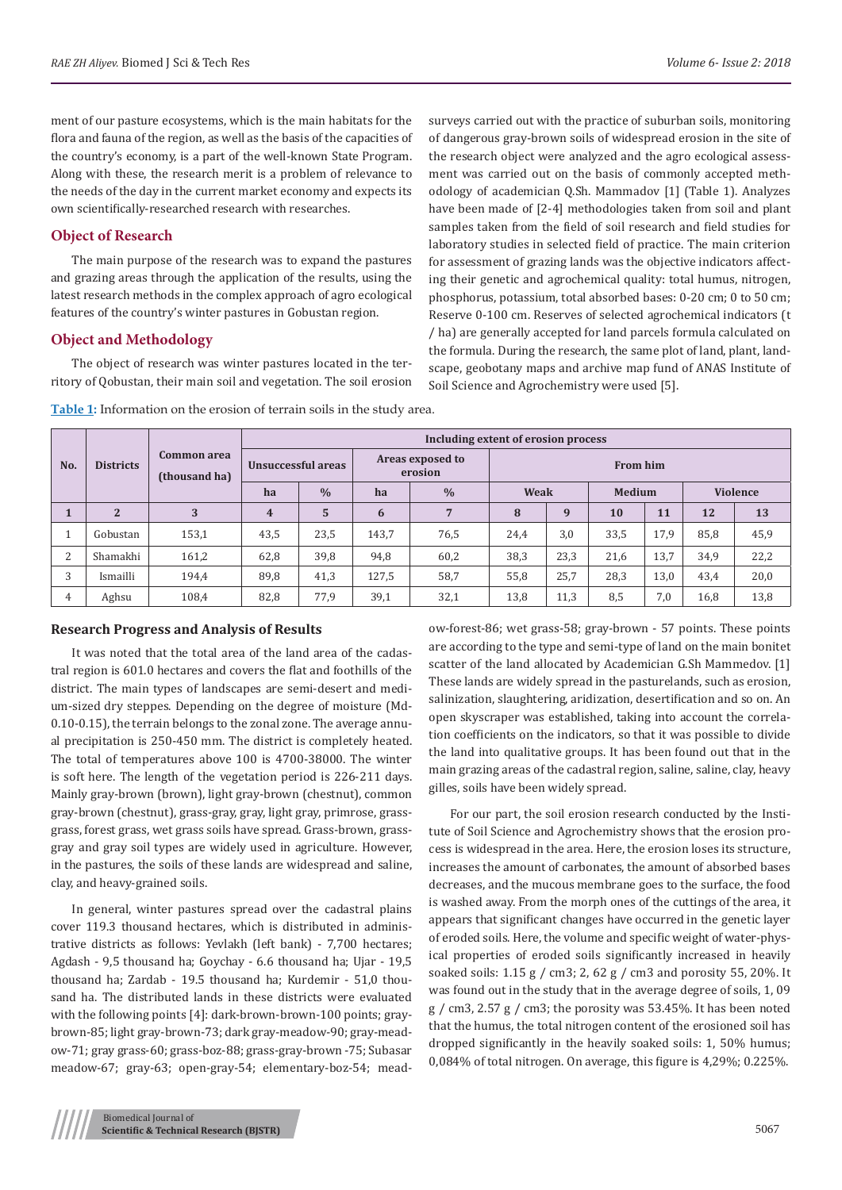ment of our pasture ecosystems, which is the main habitats for the flora and fauna of the region, as well as the basis of the capacities of the country's economy, is a part of the well-known State Program. Along with these, the research merit is a problem of relevance to the needs of the day in the current market economy and expects its own scientifically-researched research with researches.

## Object of Research

The main purpose of the research was to expand the pastures and grazing areas through the application of the results, using the latest research methods in the complex approach of agro ecological features of the country's winter pastures in Gobustan region.

## Object and Methodology

The object of research was winter pastures located in the territory of Qobustan, their main soil and vegetation. The soil erosion surveys carried out with the practice of suburban soils, monitoring of dangerous gray-brown soils of widespread erosion in the site of the research object were analyzed and the agro ecological assessment was carried out on the basis of commonly accepted methodology of academician Q.Sh. Mammadov [1] (Table 1). Analyzes have been made of [2-4] methodologies taken from soil and plant samples taken from the field of soil research and field studies for laboratory studies in selected field of practice. The main criterion for assessment of grazing lands was the objective indicators affecting their genetic and agrochemical quality: total humus, nitrogen, phosphorus, potassium, total absorbed bases: 0-20 cm; 0 to 50 cm; Reserve 0-100 cm. Reserves of selected agrochemical indicators (t / ha) are generally accepted for land parcels formula calculated on the formula. During the research, the same plot of land, plant, landscape, geobotany maps and archive map fund of ANAS Institute of Soil Science and Agrochemistry were used [5].

**Table 1:** Information on the erosion of terrain soils in the study area.

| No. | Districts | Common area (thousand ha) | Including extent of erosion process | | | | | | | | | |
|---|---|---|---|---|---|---|---|---|---|---|---|---|
| | | | Unsuccessful areas | | Areas exposed to erosion | | From him | | | | | |
| | | | ha | % | ha | % | Weak | | Medium | | Violence | |
| 1 | 2 | 3 | 4 | 5 | 6 | 7 | 8 | 9 | 10 | 11 | 12 | 13 |
| 1 | Gobustan | 153,1 | 43,5 | 23,5 | 143,7 | 76,5 | 24,4 | 3,0 | 33,5 | 17,9 | 85,8 | 45,9 |
| 2 | Shamakhi | 161,2 | 62,8 | 39,8 | 94,8 | 60,2 | 38,3 | 23,3 | 21,6 | 13,7 | 34,9 | 22,2 |
| 3 | Ismailli | 194,4 | 89,8 | 41,3 | 127,5 | 58,7 | 55,8 | 25,7 | 28,3 | 13,0 | 43,4 | 20,0 |
| 4 | Aghsu | 108,4 | 82,8 | 77,9 | 39,1 | 32,1 | 13,8 | 11,3 | 8,5 | 7,0 | 16,8 | 13,8 |

## Research Progress and Analysis of Results

It was noted that the total area of the land area of the cadastral region is 601.0 hectares and covers the flat and foothills of the district. The main types of landscapes are semi-desert and medium-sized dry steppes. Depending on the degree of moisture (Md-0.10-0.15), the terrain belongs to the zonal zone. The average annual precipitation is 250-450 mm. The district is completely heated. The total of temperatures above 100 is 4700-38000. The winter is soft here. The length of the vegetation period is 226-211 days. Mainly gray-brown (brown), light gray-brown (chestnut), common gray-brown (chestnut), grass-gray, gray, light gray, primrose, grass-grass, forest grass, wet grass soils have spread. Grass-brown, grass-gray and gray soil types are widely used in agriculture. However, in the pastures, the soils of these lands are widespread and saline, clay, and heavy-grained soils.

In general, winter pastures spread over the cadastral plains cover 119.3 thousand hectares, which is distributed in administrative districts as follows: Yevlakh (left bank) - 7,700 hectares; Agdash - 9,5 thousand ha; Goychay - 6.6 thousand ha; Ujar - 19,5 thousand ha; Zardab - 19.5 thousand ha; Kurdemir - 51,0 thousand ha. The distributed lands in these districts were evaluated with the following points [4]: dark-brown-brown-100 points; gray-brown-85; light gray-brown-73; dark gray-meadow-90; gray-meadow-71; gray grass-60; grass-boz-88; grass-gray-brown -75; Subasar meadow-67; gray-63; open-gray-54; elementary-boz-54; meadow-forest-86; wet grass-58; gray-brown - 57 points. These points are according to the type and semi-type of land on the main bonitet scatter of the land allocated by Academician G.Sh Mammedov. [1] These lands are widely spread in the pasturelands, such as erosion, salinization, slaughtering, aridization, desertification and so on. An open skyscraper was established, taking into account the correlation coefficients on the indicators, so that it was possible to divide the land into qualitative groups. It has been found out that in the main grazing areas of the cadastral region, saline, saline, clay, heavy gilles, soils have been widely spread.

For our part, the soil erosion research conducted by the Institute of Soil Science and Agrochemistry shows that the erosion process is widespread in the area. Here, the erosion loses its structure, increases the amount of carbonates, the amount of absorbed bases decreases, and the mucous membrane goes to the surface, the food is washed away. From the morph ones of the cuttings of the area, it appears that significant changes have occurred in the genetic layer of eroded soils. Here, the volume and specific weight of water-physical properties of eroded soils significantly increased in heavily soaked soils: 1.15 g / cm3; 2, 62 g / cm3 and porosity 55, 20%. It was found out in the study that in the average degree of soils, 1, 09 g / cm3, 2.57 g / cm3; the porosity was 53.45%. It has been noted that the humus, the total nitrogen content of the erosioned soil has dropped significantly in the heavily soaked soils: 1, 50% humus; 0,084% of total nitrogen. On average, this figure is 4,29%; 0.225%.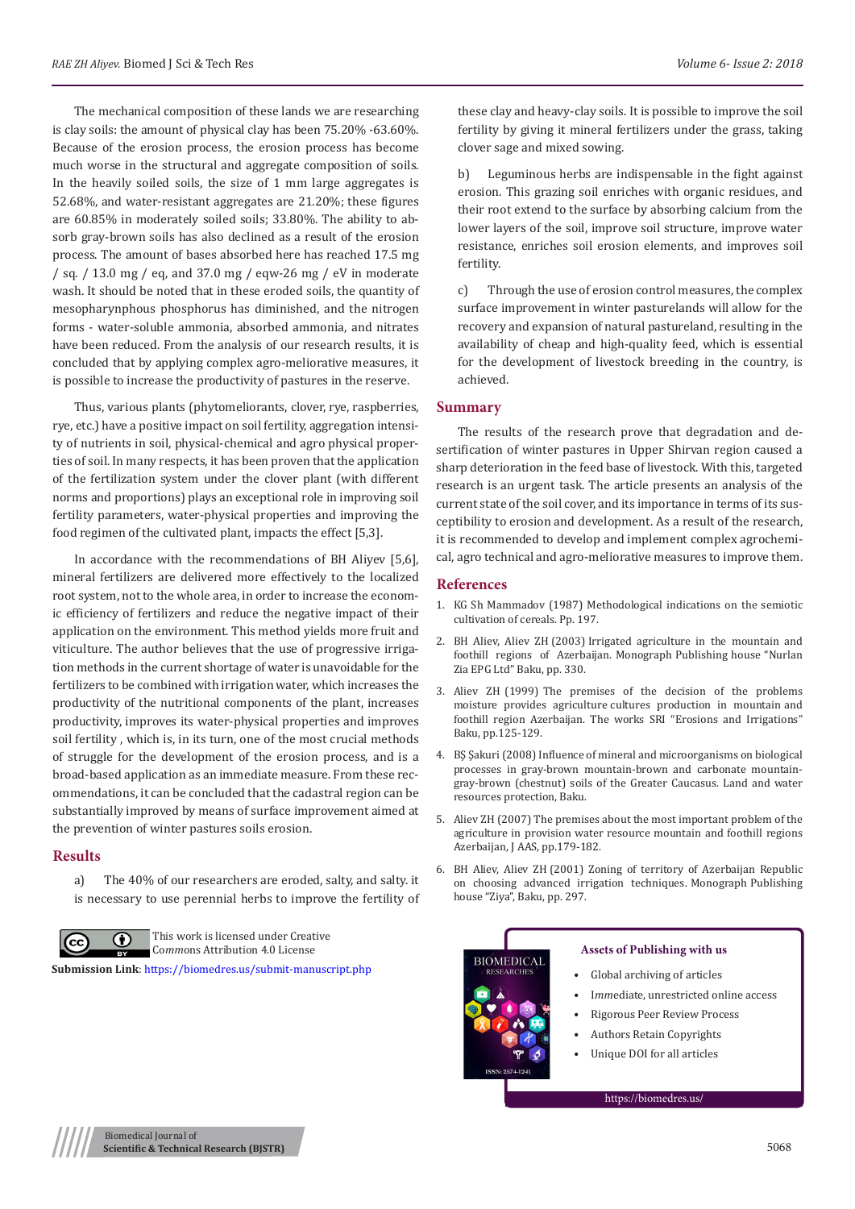The mechanical composition of these lands we are researching is clay soils: the amount of physical clay has been 75.20% -63.60%. Because of the erosion process, the erosion process has become much worse in the structural and aggregate composition of soils. In the heavily soiled soils, the size of 1 mm large aggregates is 52.68%, and water-resistant aggregates are 21.20%; these figures are 60.85% in moderately soiled soils; 33.80%. The ability to absorb gray-brown soils has also declined as a result of the erosion process. The amount of bases absorbed here has reached 17.5 mg / sq. / 13.0 mg / eq, and 37.0 mg / eqw-26 mg / eV in moderate wash. It should be noted that in these eroded soils, the quantity of mesopharynphous phosphorus has diminished, and the nitrogen forms - water-soluble ammonia, absorbed ammonia, and nitrates have been reduced. From the analysis of our research results, it is concluded that by applying complex agro-meliorative measures, it is possible to increase the productivity of pastures in the reserve.

Thus, various plants (phytomeliorants, clover, rye, raspberries, rye, etc.) have a positive impact on soil fertility, aggregation intensity of nutrients in soil, physical-chemical and agro physical properties of soil. In many respects, it has been proven that the application of the fertilization system under the clover plant (with different norms and proportions) plays an exceptional role in improving soil fertility parameters, water-physical properties and improving the food regimen of the cultivated plant, impacts the effect [5,3].

In accordance with the recommendations of BH Aliyev [5,6], mineral fertilizers are delivered more effectively to the localized root system, not to the whole area, in order to increase the economic efficiency of fertilizers and reduce the negative impact of their application on the environment. This method yields more fruit and viticulture. The author believes that the use of progressive irrigation methods in the current shortage of water is unavoidable for the fertilizers to be combined with irrigation water, which increases the productivity of the nutritional components of the plant, increases productivity, improves its water-physical properties and improves soil fertility , which is, in its turn, one of the most crucial methods of struggle for the development of the erosion process, and is a broad-based application as an immediate measure. From these recommendations, it can be concluded that the cadastral region can be substantially improved by means of surface improvement aimed at the prevention of winter pastures soils erosion.

## Results

a) The 40% of our researchers are eroded, salty, and salty. it is necessary to use perennial herbs to improve the fertility of these clay and heavy-clay soils. It is possible to improve the soil fertility by giving it mineral fertilizers under the grass, taking clover sage and mixed sowing.

b) Leguminous herbs are indispensable in the fight against erosion. This grazing soil enriches with organic residues, and their root extend to the surface by absorbing calcium from the lower layers of the soil, improve soil structure, improve water resistance, enriches soil erosion elements, and improves soil fertility.

c) Through the use of erosion control measures, the complex surface improvement in winter pasturelands will allow for the recovery and expansion of natural pastureland, resulting in the availability of cheap and high-quality feed, which is essential for the development of livestock breeding in the country, is achieved.

## Summary

The results of the research prove that degradation and desertification of winter pastures in Upper Shirvan region caused a sharp deterioration in the feed base of livestock. With this, targeted research is an urgent task. The article presents an analysis of the current state of the soil cover, and its importance in terms of its susceptibility to erosion and development. As a result of the research, it is recommended to develop and implement complex agrochemical, agro technical and agro-meliorative measures to improve them.

## References

1. KG Sh Mammadov (1987) Methodological indications on the semiotic cultivation of cereals. Pp. 197.
2. BH Aliev, Aliev ZH (2003) Irrigated agriculture in the mountain and foothill regions of Azerbaijan. Monograph Publishing house "Nurlan Zia EPG Ltd" Baku, pp. 330.
3. Aliev ZH (1999) The premises of the decision of the problems moisture provides agriculture cultures production in mountain and foothill region Azerbaijan. The works SRI "Erosions and Irrigations" Baku, pp.125-129.
4. BŞ Şakuri (2008) Influence of mineral and microorganisms on biological processes in gray-brown mountain-brown and carbonate mountain-gray-brown (chestnut) soils of the Greater Caucasus. Land and water resources protection, Baku.
5. Aliev ZH (2007) The premises about the most important problem of the agriculture in provision water resource mountain and foothill regions Azerbaijan, J AAS, pp.179-182.
6. BH Aliev, Aliev ZH (2001) Zoning of territory of Azerbaijan Republic on choosing advanced irrigation techniques. Monograph Publishing house "Ziya", Baku, pp. 297.

This work is licensed under Creative Commons Attribution 4.0 License

**Submission Link**: https://biomedres.us/submit-manuscript.php

**Assets of Publishing with us**

- Global archiving of articles
- Immediate, unrestricted online access
- Rigorous Peer Review Process
- Authors Retain Copyrights
- Unique DOI for all articles

https://biomedres.us/